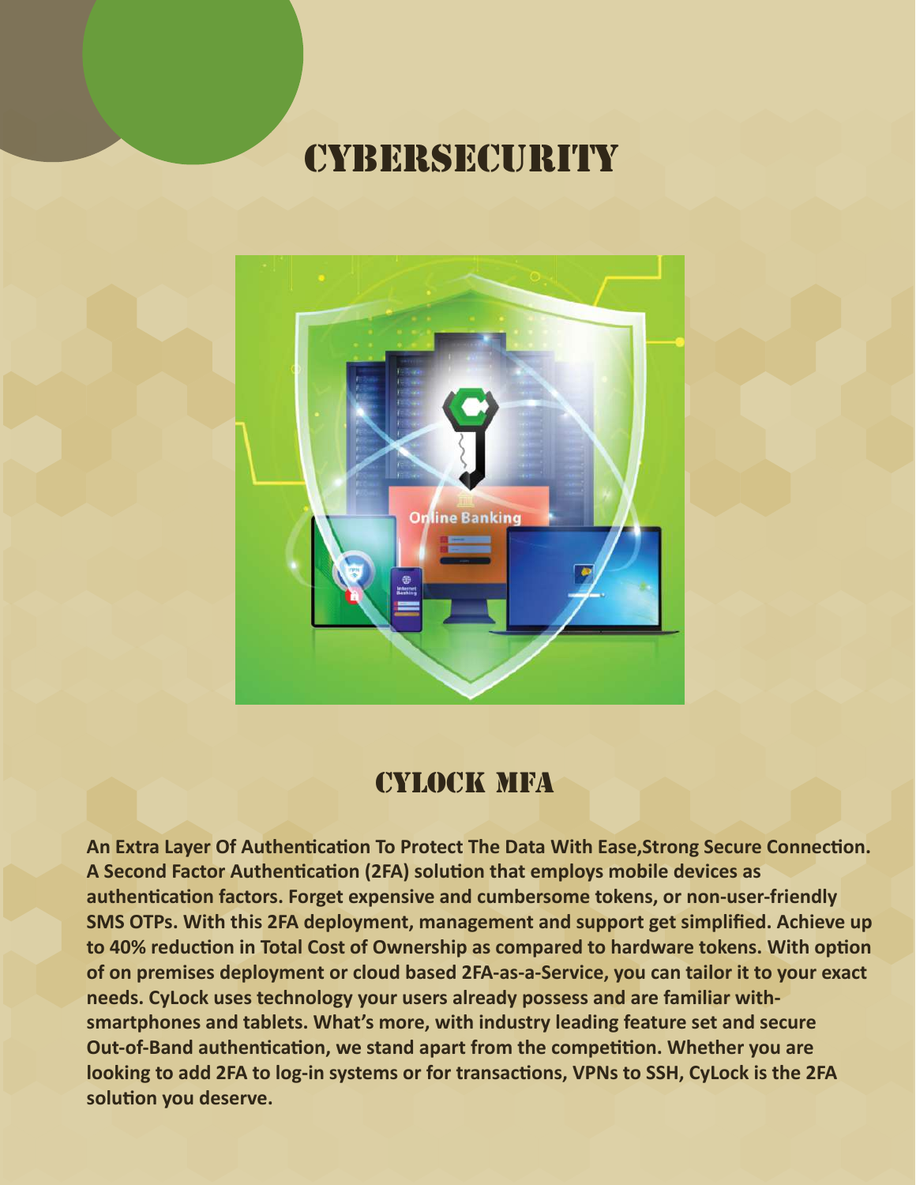# CYBERSECURITY

## CYLOCK MFA

**An Extra Layer Of Authentication To Protect The Data With Ease,Strong Secure Connection. A Second Factor Authentication (2FA) solution that employs mobile devices as authentication factors. Forget expensive and cumbersome tokens, or non-user-friendly SMS OTPs. With this 2FA deployment, management and support get simplified. Achieve up to 40% reduction in Total Cost of Ownership as compared to hardware tokens. With option of on premises deployment or cloud based 2FA-as-a-Service, you can tailor it to your exact needs. CyLock uses technology your users already possess and are familiar with-smartphones and tablets. What's more, with industry leading feature set and secure Out-of-Band authentication, we stand apart from the competition. Whether you are looking to add 2FA to log-in systems or for transactions, VPNs to SSH, CyLock is the 2FA solution you deserve.**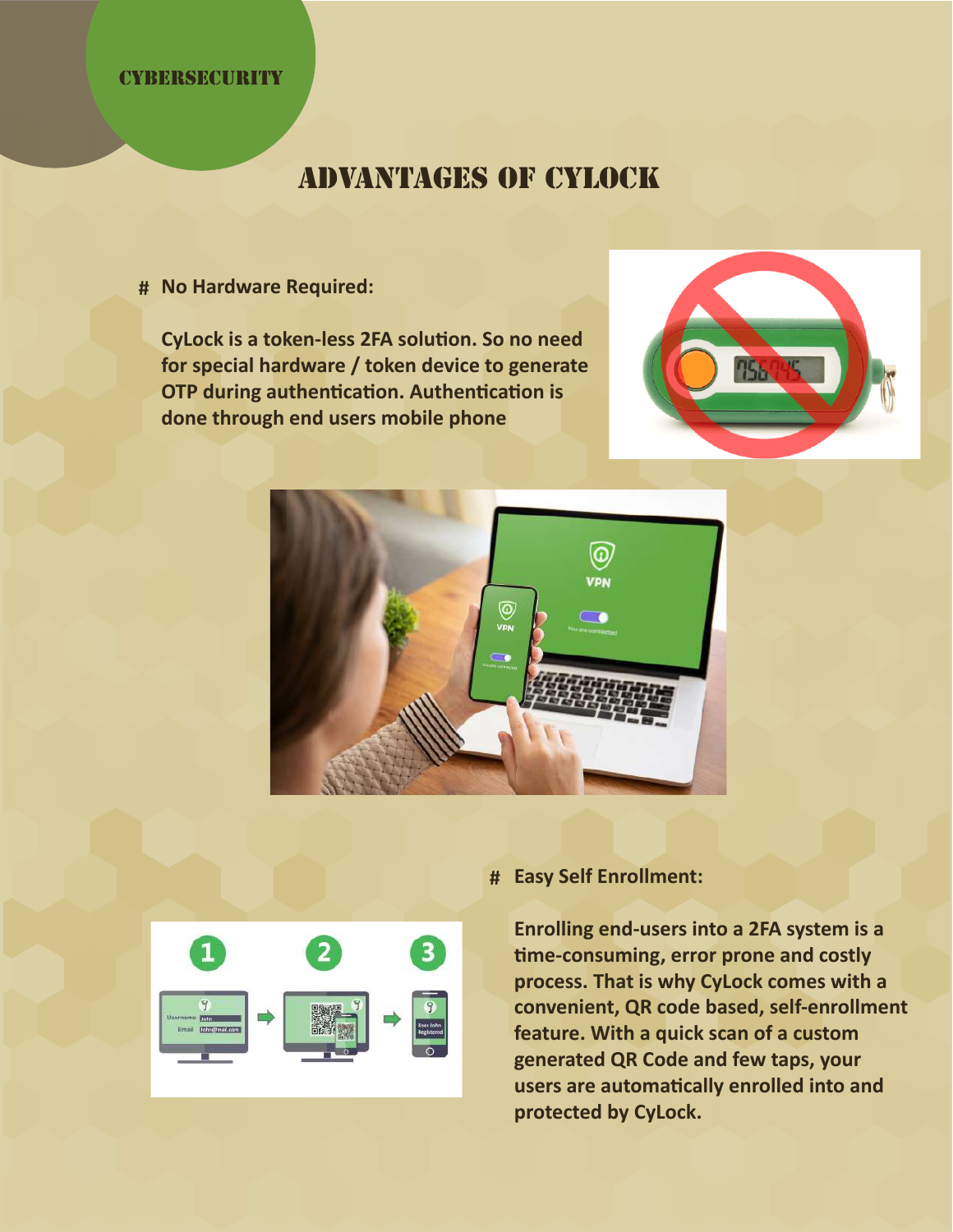CYBERSECURITY

# ADVANTAGES OF CYLOCK

# No Hardware Required:

CyLock is a token-less 2FA solution. So no need for special hardware / token device to generate OTP during authentication. Authentication is done through end users mobile phone

# Easy Self Enrollment:

Enrolling end-users into a 2FA system is a time-consuming, error prone and costly process. That is why CyLock comes with a convenient, QR code based, self-enrollment feature. With a quick scan of a custom generated QR Code and few taps, your users are automatically enrolled into and protected by CyLock.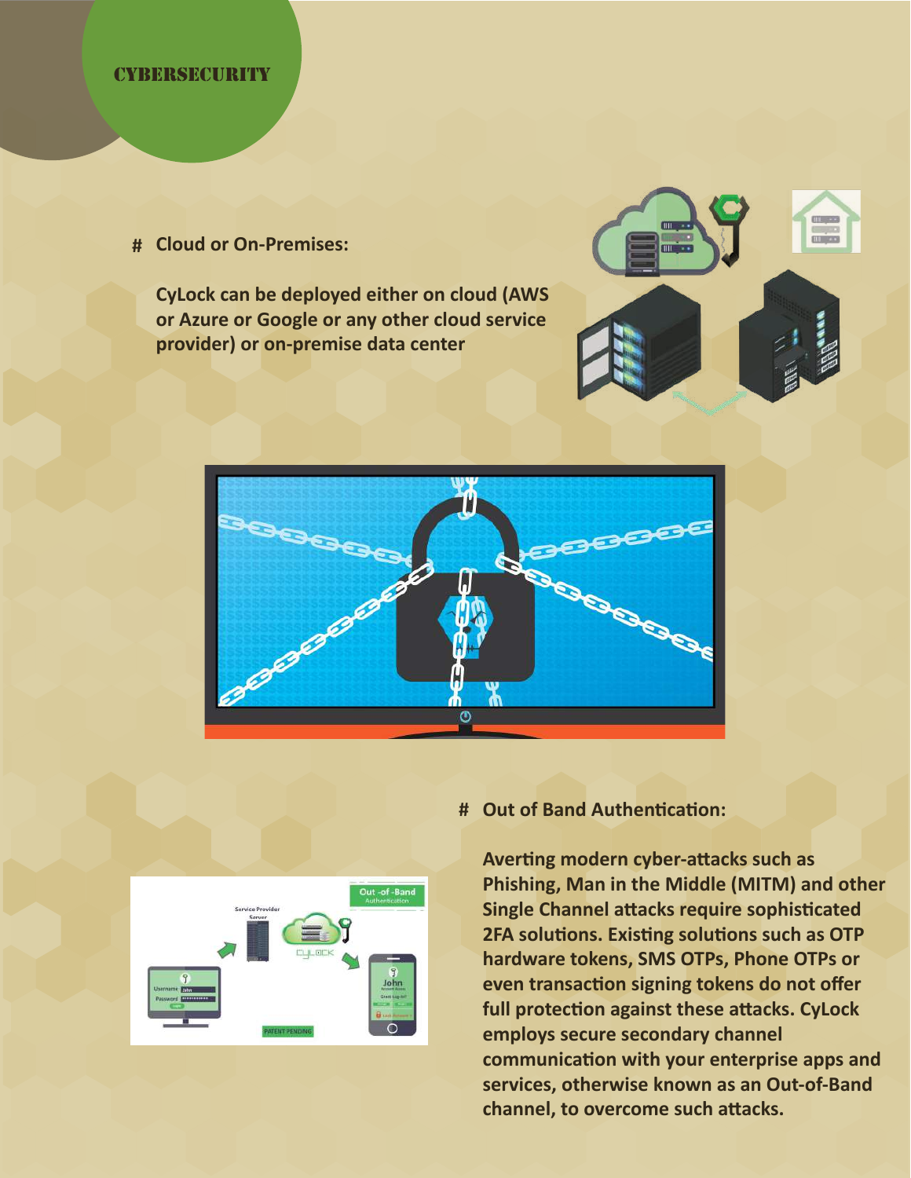# Cloud or On-Premises:

**CyLock can be deployed either on cloud (AWS or Azure or Google or any other cloud service provider) or on-premise data center**

# Out of Band Authentication:

**Averting modern cyber-attacks such as Phishing, Man in the Middle (MITM) and other Single Channel attacks require sophisticated 2FA solutions. Existing solutions such as OTP hardware tokens, SMS OTPs, Phone OTPs or even transaction signing tokens do not offer full protection against these attacks. CyLock employs secure secondary channel communication with your enterprise apps and services, otherwise known as an Out-of-Band channel, to overcome such attacks.**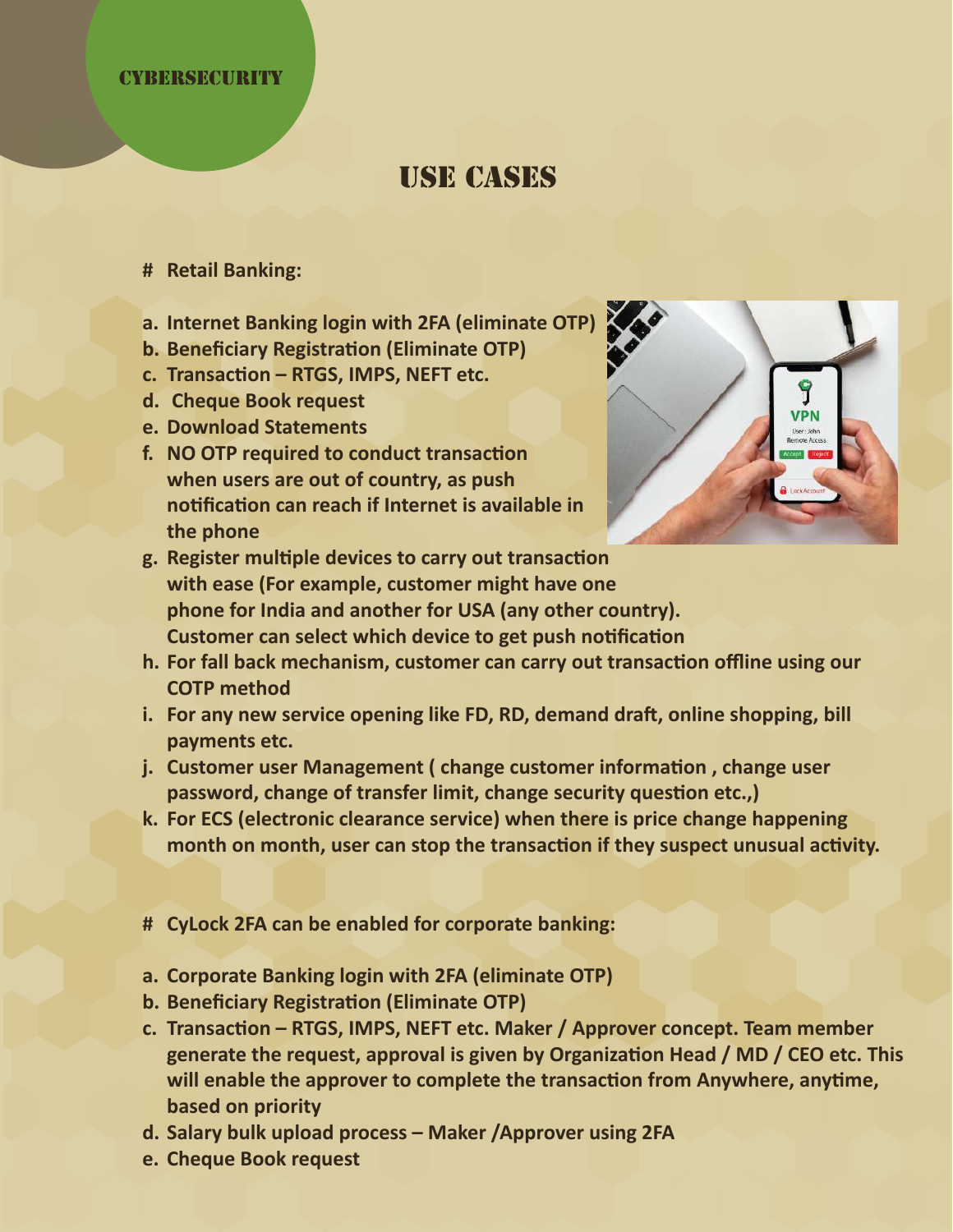CYBERSECURITY

# USE CASES

## # Retail Banking:

a. Internet Banking login with 2FA (eliminate OTP)
b. Beneficiary Registration (Eliminate OTP)
c. Transaction – RTGS, IMPS, NEFT etc.
d. Cheque Book request
e. Download Statements
f. NO OTP required to conduct transaction when users are out of country, as push notification can reach if Internet is available in the phone
g. Register multiple devices to carry out transaction with ease (For example, customer might have one phone for India and another for USA (any other country). Customer can select which device to get push notification
h. For fall back mechanism, customer can carry out transaction offline using our COTP method
i. For any new service opening like FD, RD, demand draft, online shopping, bill payments etc.
j. Customer user Management ( change customer information , change user password, change of transfer limit, change security question etc.,)
k. For ECS (electronic clearance service) when there is price change happening month on month, user can stop the transaction if they suspect unusual activity.

## # CyLock 2FA can be enabled for corporate banking:

a. Corporate Banking login with 2FA (eliminate OTP)
b. Beneficiary Registration (Eliminate OTP)
c. Transaction – RTGS, IMPS, NEFT etc. Maker / Approver concept. Team member generate the request, approval is given by Organization Head / MD / CEO etc. This will enable the approver to complete the transaction from Anywhere, anytime, based on priority
d. Salary bulk upload process – Maker /Approver using 2FA
e. Cheque Book request